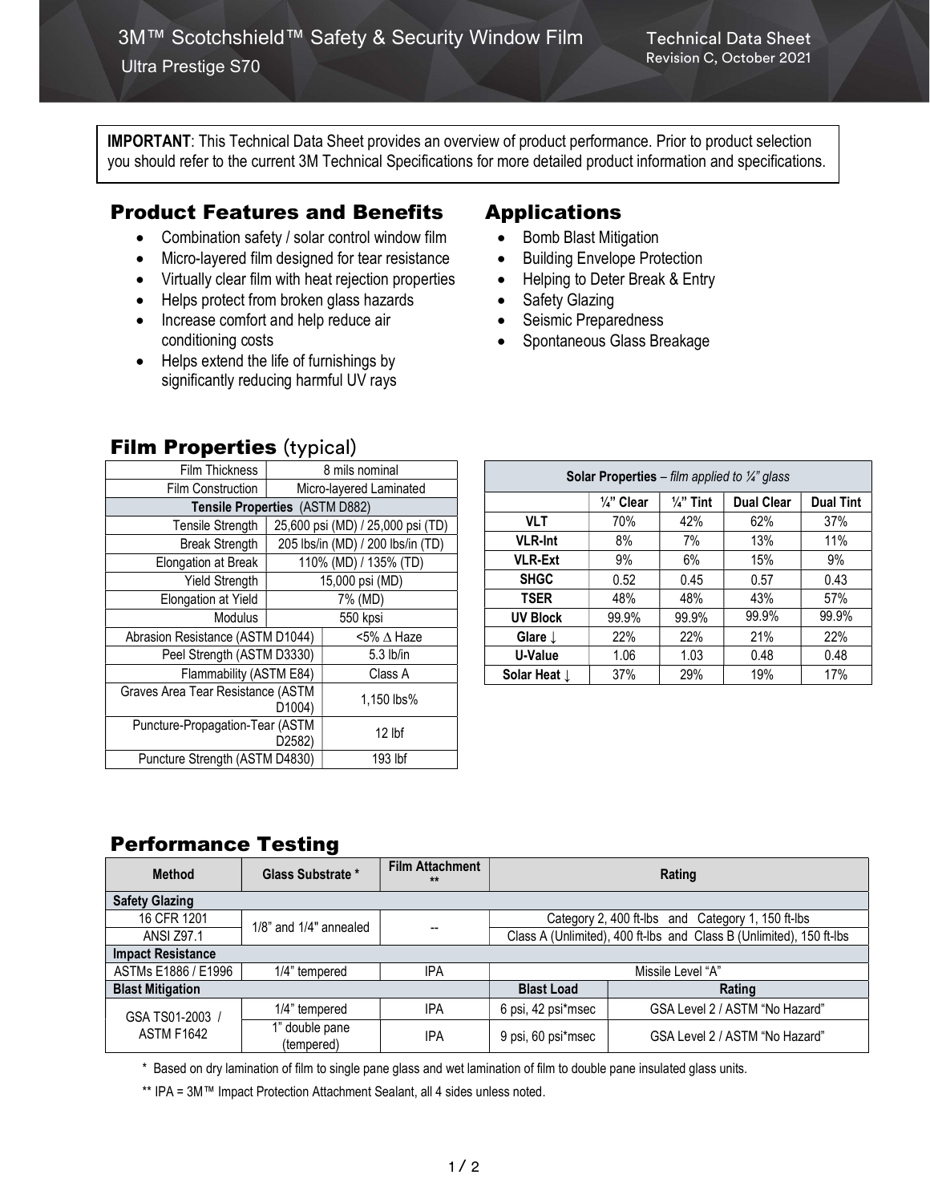# 3M™ Scotchshield™ Safety & Security Window Film

Ultra Prestige S70

Technical Data Sheet
Revision C, October 2021

**IMPORTANT**: This Technical Data Sheet provides an overview of product performance. Prior to product selection you should refer to the current 3M Technical Specifications for more detailed product information and specifications.

## Product Features and Benefits

- Combination safety / solar control window film
- Micro-layered film designed for tear resistance
- Virtually clear film with heat rejection properties
- Helps protect from broken glass hazards
- Increase comfort and help reduce air conditioning costs
- Helps extend the life of furnishings by significantly reducing harmful UV rays

## Applications

- Bomb Blast Mitigation
- Building Envelope Protection
- Helping to Deter Break & Entry
- Safety Glazing
- Seismic Preparedness
- Spontaneous Glass Breakage

## Film Properties (typical)

| Property | Value |
|---|---|
| Film Thickness | 8 mils nominal |
| Film Construction | Micro-layered Laminated |
| **Tensile Properties** (ASTM D882) | |
| Tensile Strength | 25,600 psi (MD) / 25,000 psi (TD) |
| Break Strength | 205 lbs/in (MD) / 200 lbs/in (TD) |
| Elongation at Break | 110% (MD) / 135% (TD) |
| Yield Strength | 15,000 psi (MD) |
| Elongation at Yield | 7% (MD) |
| Modulus | 550 kpsi |
| Abrasion Resistance (ASTM D1044) | <5% Δ Haze |
| Peel Strength (ASTM D3330) | 5.3 lb/in |
| Flammability (ASTM E84) | Class A |
| Graves Area Tear Resistance (ASTM D1004) | 1,150 lbs% |
| Puncture-Propagation-Tear (ASTM D2582) | 12 lbf |
| Puncture Strength (ASTM D4830) | 193 lbf |

| **Solar Properties** – *film applied to ¼" glass* | | | | |
|---|---|---|---|---|
| | ¼" Clear | ¼" Tint | Dual Clear | Dual Tint |
| **VLT** | 70% | 42% | 62% | 37% |
| **VLR-Int** | 8% | 7% | 13% | 11% |
| **VLR-Ext** | 9% | 6% | 15% | 9% |
| **SHGC** | 0.52 | 0.45 | 0.57 | 0.43 |
| **TSER** | 48% | 48% | 43% | 57% |
| **UV Block** | 99.9% | 99.9% | 99.9% | 99.9% |
| **Glare ↓** | 22% | 22% | 21% | 22% |
| **U-Value** | 1.06 | 1.03 | 0.48 | 0.48 |
| **Solar Heat ↓** | 37% | 29% | 19% | 17% |

## Performance Testing

| Method | Glass Substrate * | Film Attachment ** | Rating | |
|---|---|---|---|---|
| **Safety Glazing** | | | | |
| 16 CFR 1201 | 1/8" and 1/4" annealed | -- | Category 2, 400 ft-lbs and Category 1, 150 ft-lbs | |
| ANSI Z97.1 | 1/8" and 1/4" annealed | -- | Class A (Unlimited), 400 ft-lbs and Class B (Unlimited), 150 ft-lbs | |
| **Impact Resistance** | | | | |
| ASTMs E1886 / E1996 | 1/4" tempered | IPA | Missile Level "A" | |
| **Blast Mitigation** | | | **Blast Load** | **Rating** |
| GSA TS01-2003 / ASTM F1642 | 1/4" tempered | IPA | 6 psi, 42 psi*msec | GSA Level 2 / ASTM "No Hazard" |
| GSA TS01-2003 / ASTM F1642 | 1" double pane (tempered) | IPA | 9 psi, 60 psi*msec | GSA Level 2 / ASTM "No Hazard" |

\* Based on dry lamination of film to single pane glass and wet lamination of film to double pane insulated glass units.

** IPA = 3M™ Impact Protection Attachment Sealant, all 4 sides unless noted.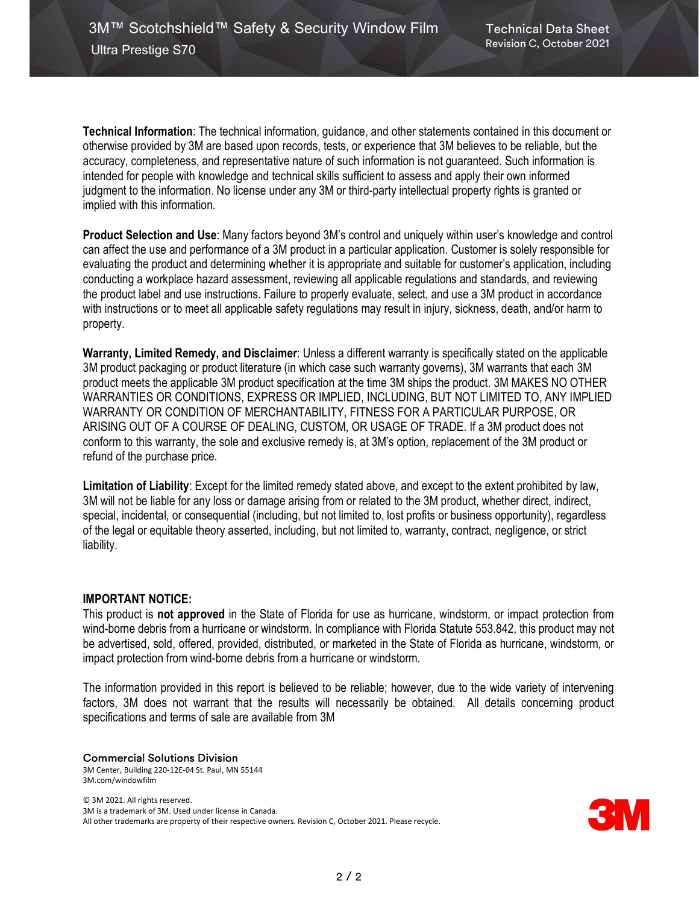**Technical Information**: The technical information, guidance, and other statements contained in this document or otherwise provided by 3M are based upon records, tests, or experience that 3M believes to be reliable, but the accuracy, completeness, and representative nature of such information is not guaranteed. Such information is intended for people with knowledge and technical skills sufficient to assess and apply their own informed judgment to the information. No license under any 3M or third-party intellectual property rights is granted or implied with this information.

**Product Selection and Use**: Many factors beyond 3M's control and uniquely within user's knowledge and control can affect the use and performance of a 3M product in a particular application. Customer is solely responsible for evaluating the product and determining whether it is appropriate and suitable for customer's application, including conducting a workplace hazard assessment, reviewing all applicable regulations and standards, and reviewing the product label and use instructions. Failure to properly evaluate, select, and use a 3M product in accordance with instructions or to meet all applicable safety regulations may result in injury, sickness, death, and/or harm to property.

**Warranty, Limited Remedy, and Disclaimer**: Unless a different warranty is specifically stated on the applicable 3M product packaging or product literature (in which case such warranty governs), 3M warrants that each 3M product meets the applicable 3M product specification at the time 3M ships the product. 3M MAKES NO OTHER WARRANTIES OR CONDITIONS, EXPRESS OR IMPLIED, INCLUDING, BUT NOT LIMITED TO, ANY IMPLIED WARRANTY OR CONDITION OF MERCHANTABILITY, FITNESS FOR A PARTICULAR PURPOSE, OR ARISING OUT OF A COURSE OF DEALING, CUSTOM, OR USAGE OF TRADE. If a 3M product does not conform to this warranty, the sole and exclusive remedy is, at 3M's option, replacement of the 3M product or refund of the purchase price.

**Limitation of Liability**: Except for the limited remedy stated above, and except to the extent prohibited by law, 3M will not be liable for any loss or damage arising from or related to the 3M product, whether direct, indirect, special, incidental, or consequential (including, but not limited to, lost profits or business opportunity), regardless of the legal or equitable theory asserted, including, but not limited to, warranty, contract, negligence, or strict liability.

**IMPORTANT NOTICE:**

This product is **not approved** in the State of Florida for use as hurricane, windstorm, or impact protection from wind-borne debris from a hurricane or windstorm. In compliance with Florida Statute 553.842, this product may not be advertised, sold, offered, provided, distributed, or marketed in the State of Florida as hurricane, windstorm, or impact protection from wind-borne debris from a hurricane or windstorm.

The information provided in this report is believed to be reliable; however, due to the wide variety of intervening factors, 3M does not warrant that the results will necessarily be obtained. All details concerning product specifications and terms of sale are available from 3M

**Commercial Solutions Division**

3M Center, Building 220-12E-04 St. Paul, MN 55144
3M.com/windowfilm

© 3M 2021. All rights reserved.
3M is a trademark of 3M. Used under license in Canada.
All other trademarks are property of their respective owners. Revision C, October 2021. Please recycle.